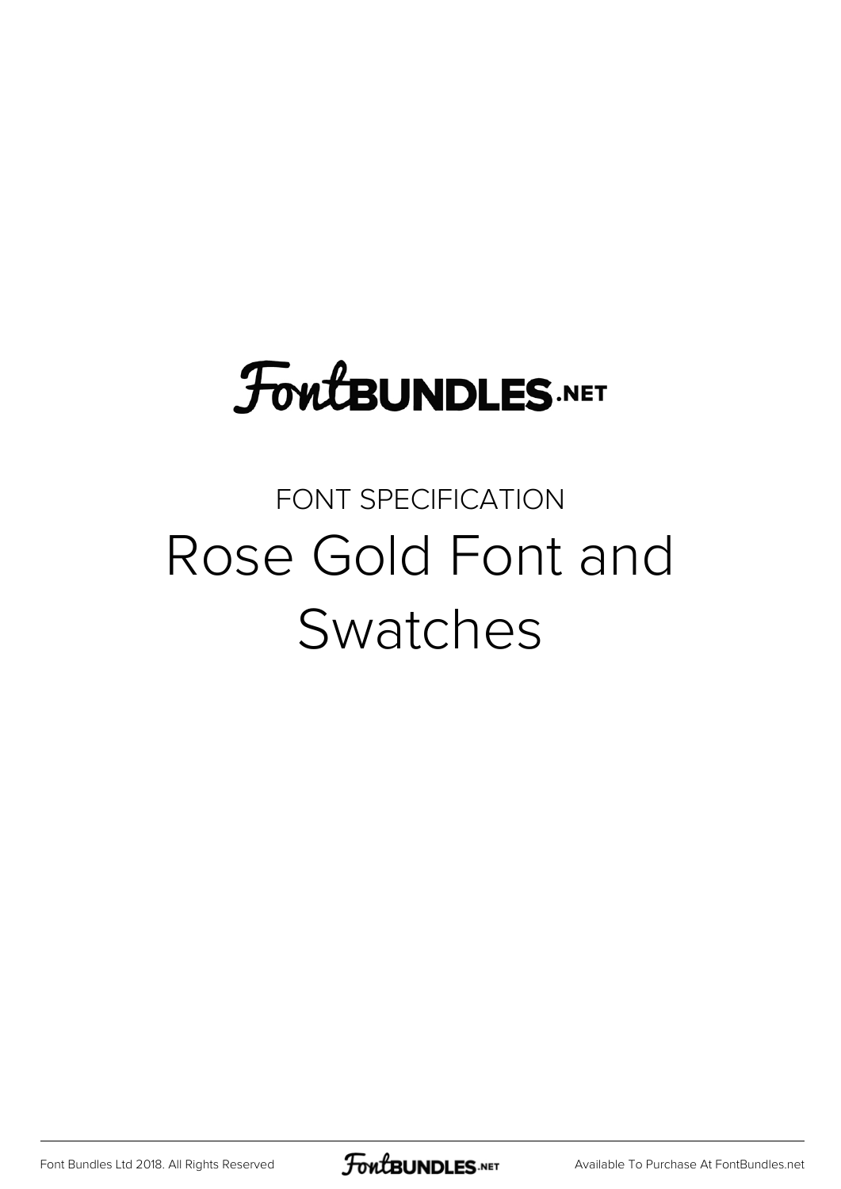FontBUNDLES.NET

FONT SPECIFICATION

# Rose Gold Font and Swatches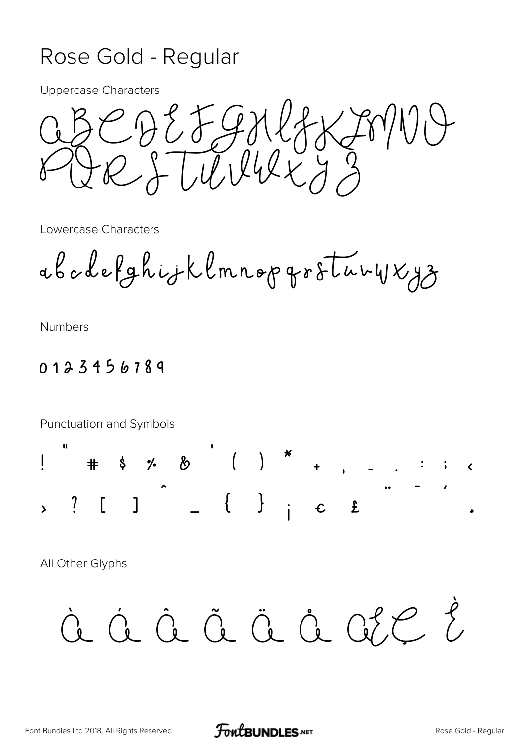# Rose Gold - Regular

Uppercase Characters

ABCDEFGHIJKLMNO
PQRSTUVWXYZ

Lowercase Characters

abcdefghijklmnopqrstuvwxyz

Numbers

0123456789

Punctuation and Symbols

! " # $ % & ' ( ) * + , - . : ; <
> ? [ ] ^ _ { } ¡ € £ ¨ ¯ ´ ¸

All Other Glyphs

À Á Â Ã Ä Å Æ Ç È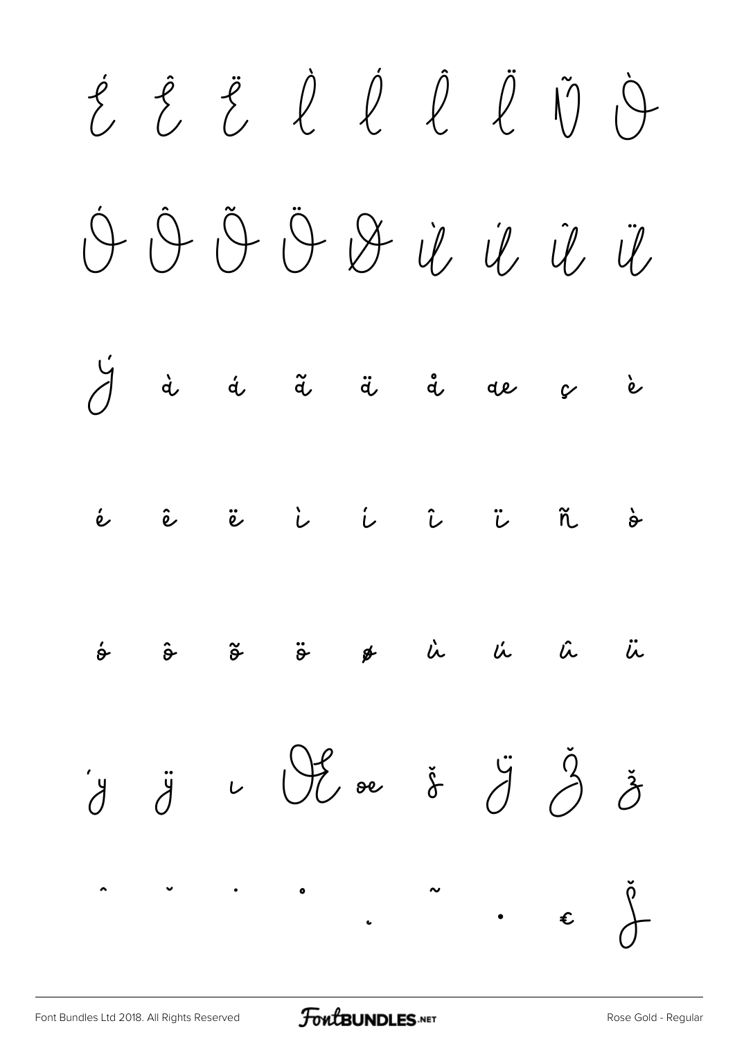É Ê Ë Ì Í Î Ï Ñ Ò

Ó Ô Õ Ö Ø Ù Ú Û Ü

Ý à á ã ä å æ ç è

é ê ë ì í î ï ñ ò

ó ô õ ö ø ù ú û ü

ý ÿ ı Œ œ š Ÿ Ž ž

ˆ ˇ ˙ ˚ ˛ ˜ • € ſ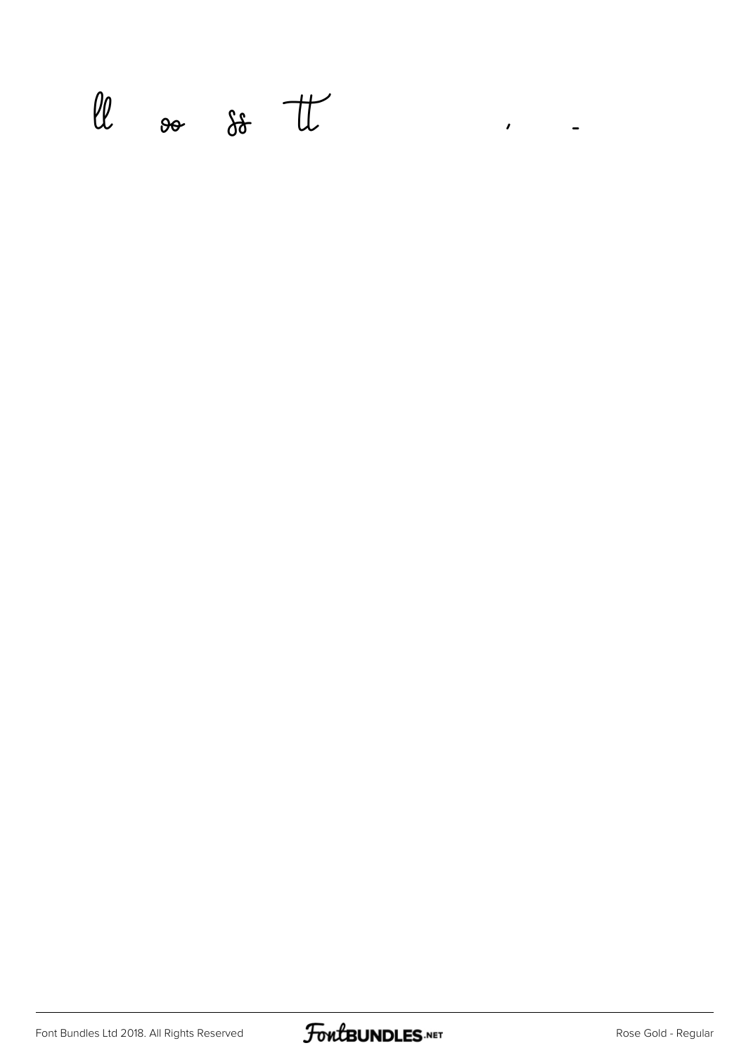ll oo ss tt , -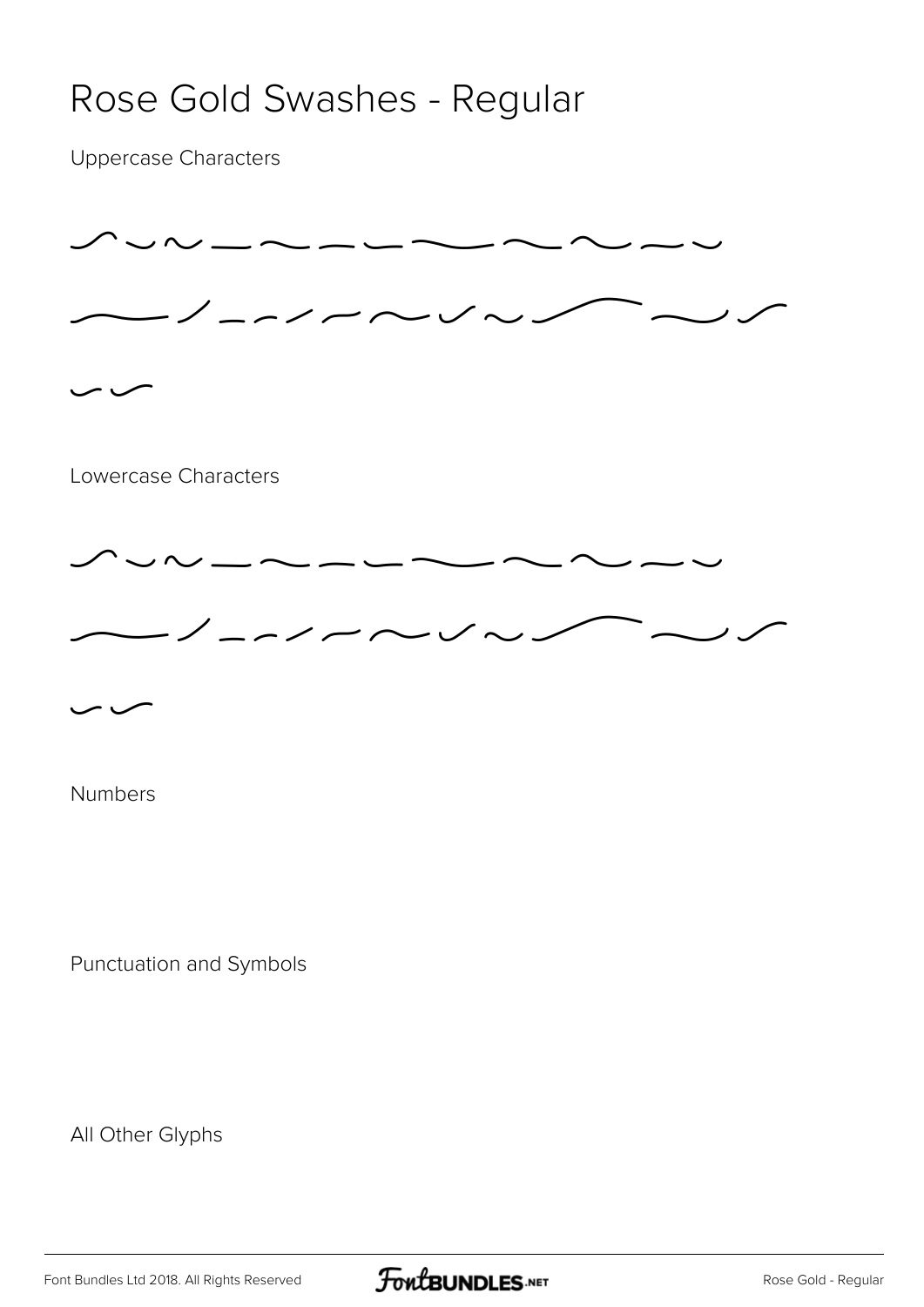# Rose Gold Swashes - Regular

Uppercase Characters

Lowercase Characters

Numbers

Punctuation and Symbols

All Other Glyphs